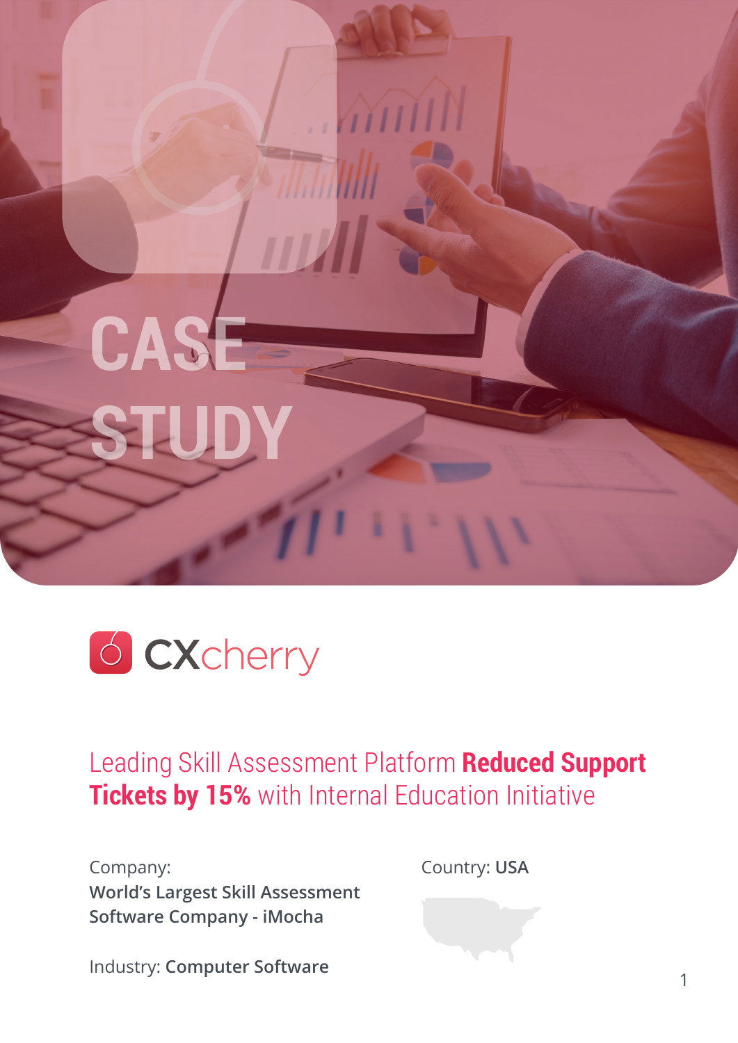# CASE STUDY

CXcherry

## Leading Skill Assessment Platform **Reduced Support Tickets by 15%** with Internal Education Initiative

Company:
**World's Largest Skill Assessment Software Company - iMocha**

Industry: **Computer Software**

Country: **USA**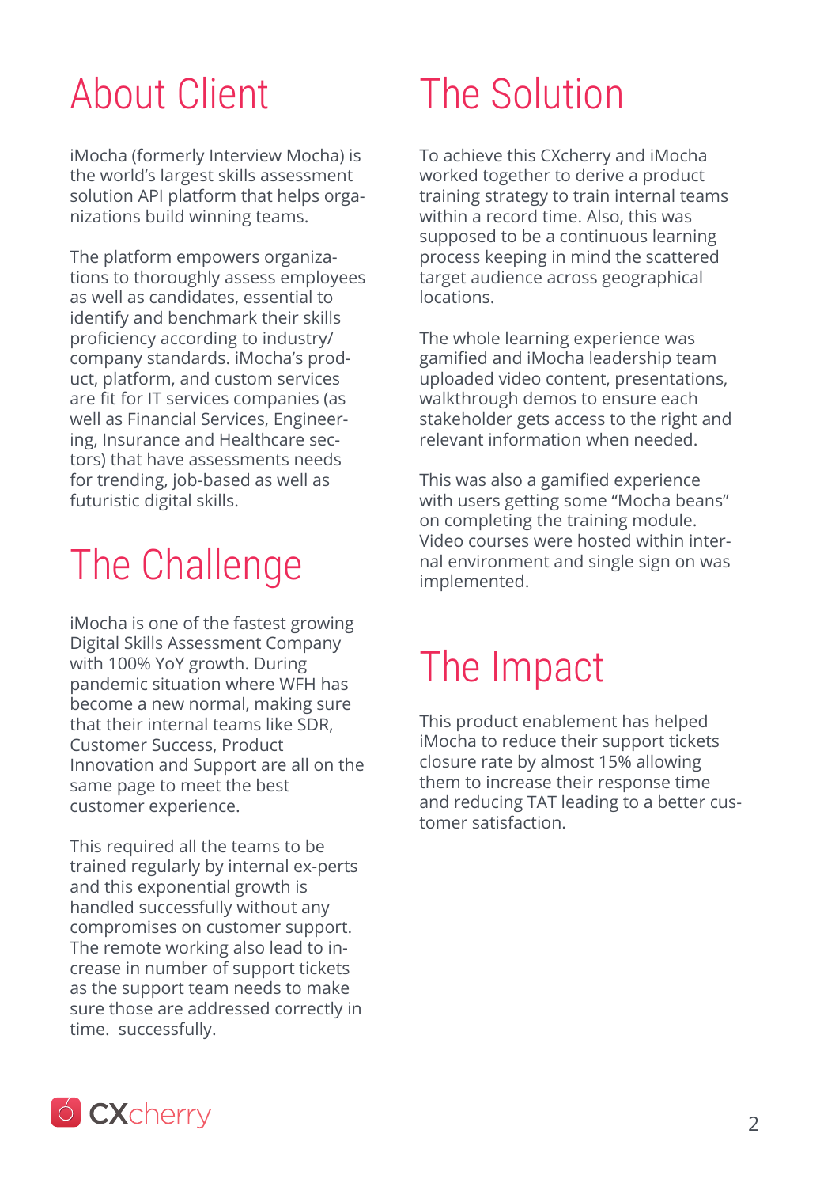## About Client

iMocha (formerly Interview Mocha) is the world's largest skills assessment solution API platform that helps organizations build winning teams.

The platform empowers organizations to thoroughly assess employees as well as candidates, essential to identify and benchmark their skills proficiency according to industry/company standards. iMocha's product, platform, and custom services are fit for IT services companies (as well as Financial Services, Engineering, Insurance and Healthcare sectors) that have assessments needs for trending, job-based as well as futuristic digital skills.

## The Challenge

iMocha is one of the fastest growing Digital Skills Assessment Company with 100% YoY growth. During pandemic situation where WFH has become a new normal, making sure that their internal teams like SDR, Customer Success, Product Innovation and Support are all on the same page to meet the best customer experience.

This required all the teams to be trained regularly by internal ex-perts and this exponential growth is handled successfully without any compromises on customer support. The remote working also lead to increase in number of support tickets as the support team needs to make sure those are addressed correctly in time. successfully.

## The Solution

To achieve this CXcherry and iMocha worked together to derive a product training strategy to train internal teams within a record time. Also, this was supposed to be a continuous learning process keeping in mind the scattered target audience across geographical locations.

The whole learning experience was gamified and iMocha leadership team uploaded video content, presentations, walkthrough demos to ensure each stakeholder gets access to the right and relevant information when needed.

This was also a gamified experience with users getting some "Mocha beans" on completing the training module. Video courses were hosted within internal environment and single sign on was implemented.

## The Impact

This product enablement has helped iMocha to reduce their support tickets closure rate by almost 15% allowing them to increase their response time and reducing TAT leading to a better customer satisfaction.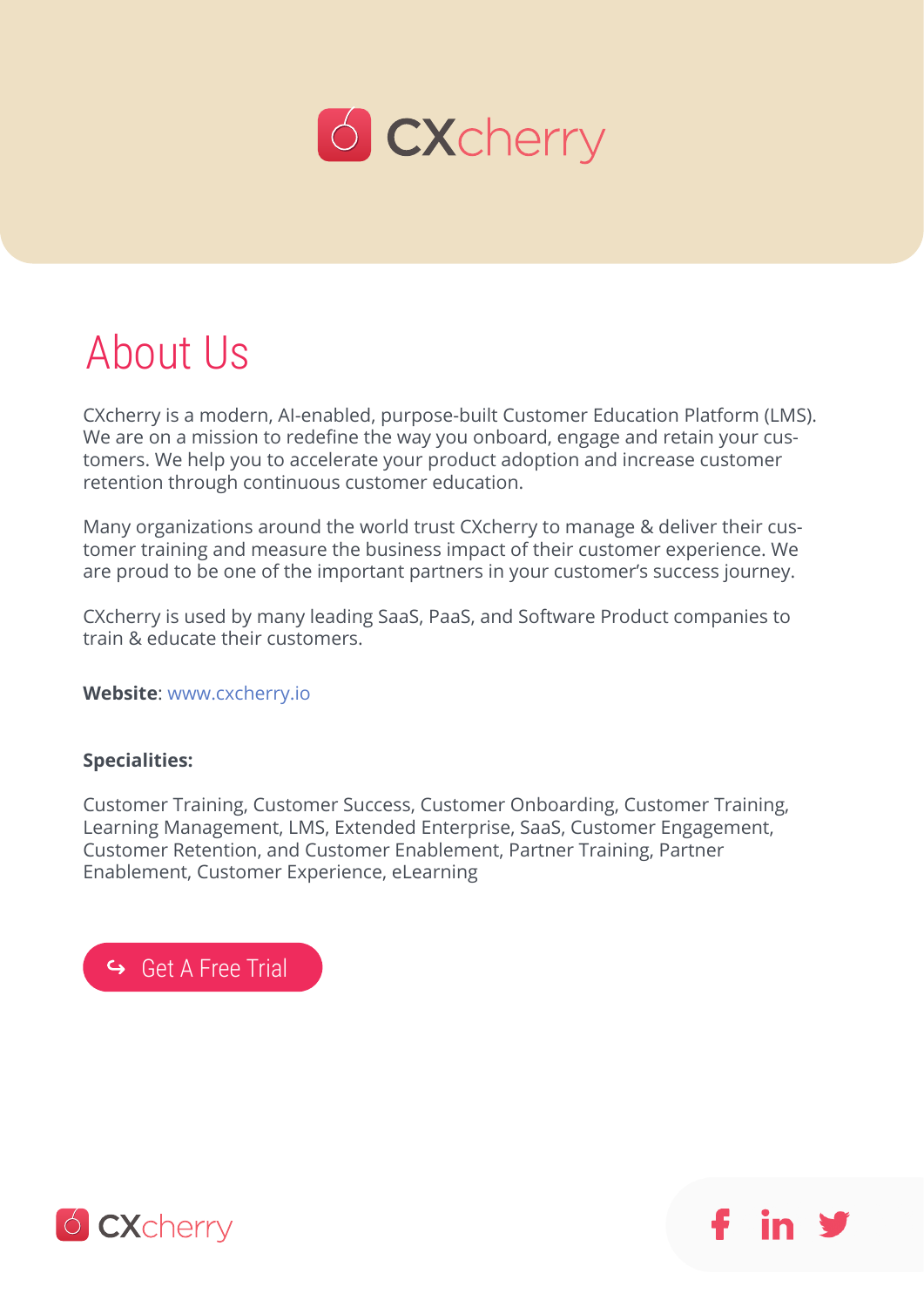# About Us

CXcherry is a modern, AI-enabled, purpose-built Customer Education Platform (LMS). We are on a mission to redefine the way you onboard, engage and retain your customers. We help you to accelerate your product adoption and increase customer retention through continuous customer education.

Many organizations around the world trust CXcherry to manage & deliver their customer training and measure the business impact of their customer experience. We are proud to be one of the important partners in your customer's success journey.

CXcherry is used by many leading SaaS, PaaS, and Software Product companies to train & educate their customers.

**Website**: www.cxcherry.io

**Specialities:**

Customer Training, Customer Success, Customer Onboarding, Customer Training, Learning Management, LMS, Extended Enterprise, SaaS, Customer Engagement, Customer Retention, and Customer Enablement, Partner Training, Partner Enablement, Customer Experience, eLearning

Get A Free Trial